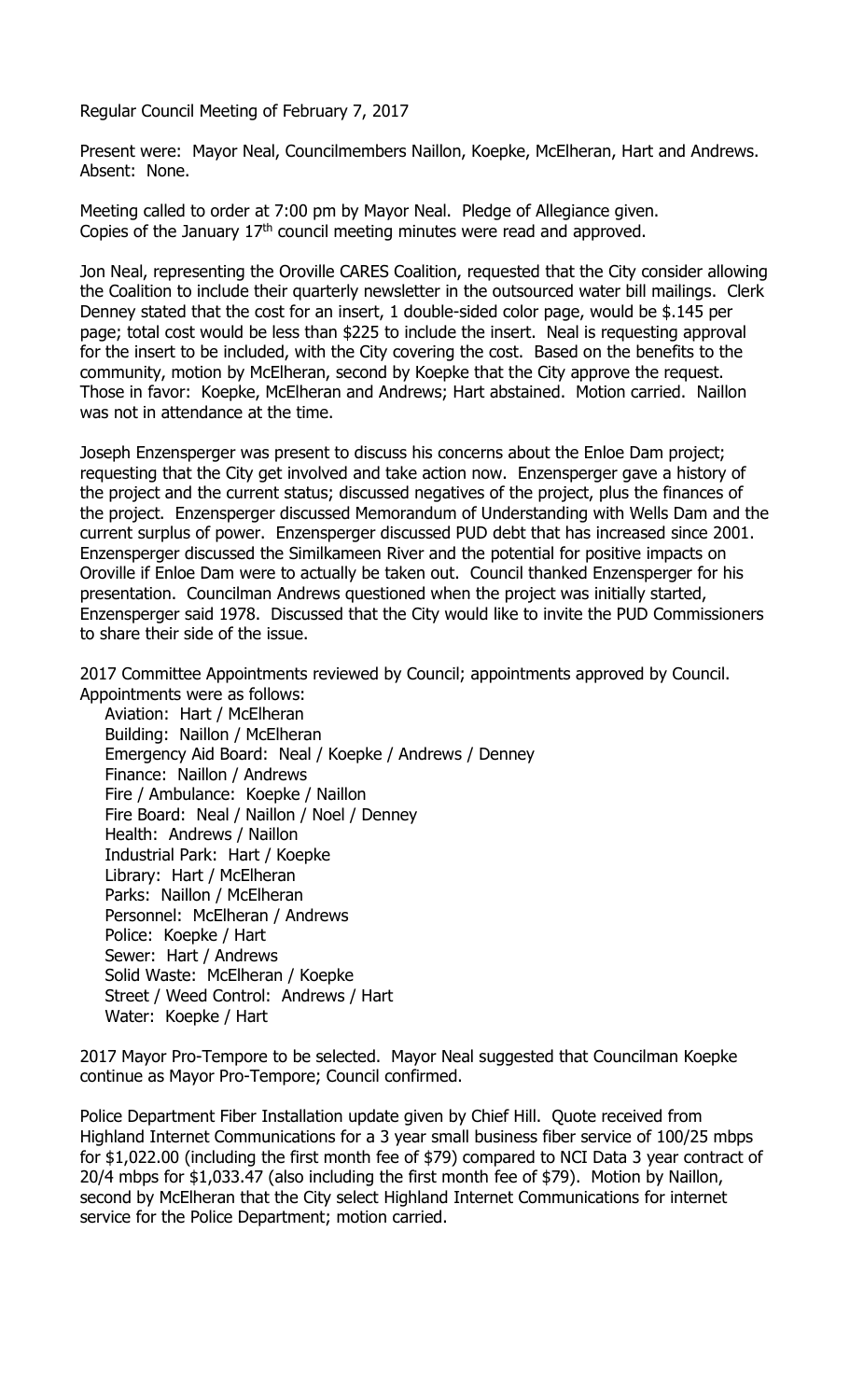Regular Council Meeting of February 7, 2017

Present were: Mayor Neal, Councilmembers Naillon, Koepke, McElheran, Hart and Andrews. Absent: None.

Meeting called to order at 7:00 pm by Mayor Neal. Pledge of Allegiance given. Copies of the January 17th council meeting minutes were read and approved.

Jon Neal, representing the Oroville CARES Coalition, requested that the City consider allowing the Coalition to include their quarterly newsletter in the outsourced water bill mailings. Clerk Denney stated that the cost for an insert, 1 double-sided color page, would be $.145 per page; total cost would be less than $225 to include the insert. Neal is requesting approval for the insert to be included, with the City covering the cost. Based on the benefits to the community, motion by McElheran, second by Koepke that the City approve the request. Those in favor: Koepke, McElheran and Andrews; Hart abstained. Motion carried. Naillon was not in attendance at the time.

Joseph Enzensperger was present to discuss his concerns about the Enloe Dam project; requesting that the City get involved and take action now. Enzensperger gave a history of the project and the current status; discussed negatives of the project, plus the finances of the project. Enzensperger discussed Memorandum of Understanding with Wells Dam and the current surplus of power. Enzensperger discussed PUD debt that has increased since 2001. Enzensperger discussed the Similkameen River and the potential for positive impacts on Oroville if Enloe Dam were to actually be taken out. Council thanked Enzensperger for his presentation. Councilman Andrews questioned when the project was initially started, Enzensperger said 1978. Discussed that the City would like to invite the PUD Commissioners to share their side of the issue.

2017 Committee Appointments reviewed by Council; appointments approved by Council. Appointments were as follows:

Aviation: Hart / McElheran
Building: Naillon / McElheran
Emergency Aid Board: Neal / Koepke / Andrews / Denney
Finance: Naillon / Andrews
Fire / Ambulance: Koepke / Naillon
Fire Board: Neal / Naillon / Noel / Denney
Health: Andrews / Naillon
Industrial Park: Hart / Koepke
Library: Hart / McElheran
Parks: Naillon / McElheran
Personnel: McElheran / Andrews
Police: Koepke / Hart
Sewer: Hart / Andrews
Solid Waste: McElheran / Koepke
Street / Weed Control: Andrews / Hart
Water: Koepke / Hart

2017 Mayor Pro-Tempore to be selected. Mayor Neal suggested that Councilman Koepke continue as Mayor Pro-Tempore; Council confirmed.

Police Department Fiber Installation update given by Chief Hill. Quote received from Highland Internet Communications for a 3 year small business fiber service of 100/25 mbps for $1,022.00 (including the first month fee of $79) compared to NCI Data 3 year contract of 20/4 mbps for $1,033.47 (also including the first month fee of $79). Motion by Naillon, second by McElheran that the City select Highland Internet Communications for internet service for the Police Department; motion carried.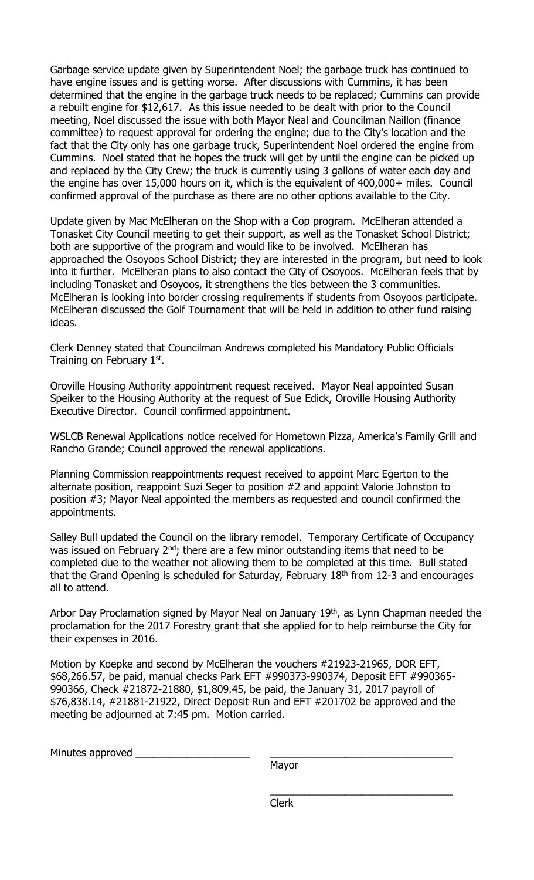Garbage service update given by Superintendent Noel; the garbage truck has continued to have engine issues and is getting worse. After discussions with Cummins, it has been determined that the engine in the garbage truck needs to be replaced; Cummins can provide a rebuilt engine for $12,617. As this issue needed to be dealt with prior to the Council meeting, Noel discussed the issue with both Mayor Neal and Councilman Naillon (finance committee) to request approval for ordering the engine; due to the City's location and the fact that the City only has one garbage truck, Superintendent Noel ordered the engine from Cummins. Noel stated that he hopes the truck will get by until the engine can be picked up and replaced by the City Crew; the truck is currently using 3 gallons of water each day and the engine has over 15,000 hours on it, which is the equivalent of 400,000+ miles. Council confirmed approval of the purchase as there are no other options available to the City.

Update given by Mac McElheran on the Shop with a Cop program. McElheran attended a Tonasket City Council meeting to get their support, as well as the Tonasket School District; both are supportive of the program and would like to be involved. McElheran has approached the Osoyoos School District; they are interested in the program, but need to look into it further. McElheran plans to also contact the City of Osoyoos. McElheran feels that by including Tonasket and Osoyoos, it strengthens the ties between the 3 communities. McElheran is looking into border crossing requirements if students from Osoyoos participate. McElheran discussed the Golf Tournament that will be held in addition to other fund raising ideas.

Clerk Denney stated that Councilman Andrews completed his Mandatory Public Officials Training on February 1st.

Oroville Housing Authority appointment request received. Mayor Neal appointed Susan Speiker to the Housing Authority at the request of Sue Edick, Oroville Housing Authority Executive Director. Council confirmed appointment.

WSLCB Renewal Applications notice received for Hometown Pizza, America's Family Grill and Rancho Grande; Council approved the renewal applications.

Planning Commission reappointments request received to appoint Marc Egerton to the alternate position, reappoint Suzi Seger to position #2 and appoint Valorie Johnston to position #3; Mayor Neal appointed the members as requested and council confirmed the appointments.

Salley Bull updated the Council on the library remodel. Temporary Certificate of Occupancy was issued on February 2nd; there are a few minor outstanding items that need to be completed due to the weather not allowing them to be completed at this time. Bull stated that the Grand Opening is scheduled for Saturday, February 18th from 12-3 and encourages all to attend.

Arbor Day Proclamation signed by Mayor Neal on January 19th, as Lynn Chapman needed the proclamation for the 2017 Forestry grant that she applied for to help reimburse the City for their expenses in 2016.

Motion by Koepke and second by McElheran the vouchers #21923-21965, DOR EFT, $68,266.57, be paid, manual checks Park EFT #990373-990374, Deposit EFT #990365-990366, Check #21872-21880, $1,809.45, be paid, the January 31, 2017 payroll of $76,838.14, #21881-21922, Direct Deposit Run and EFT #201702 be approved and the meeting be adjourned at 7:45 pm. Motion carried.

Minutes approved ____________________ ________________________________

Mayor

________________________________

Clerk